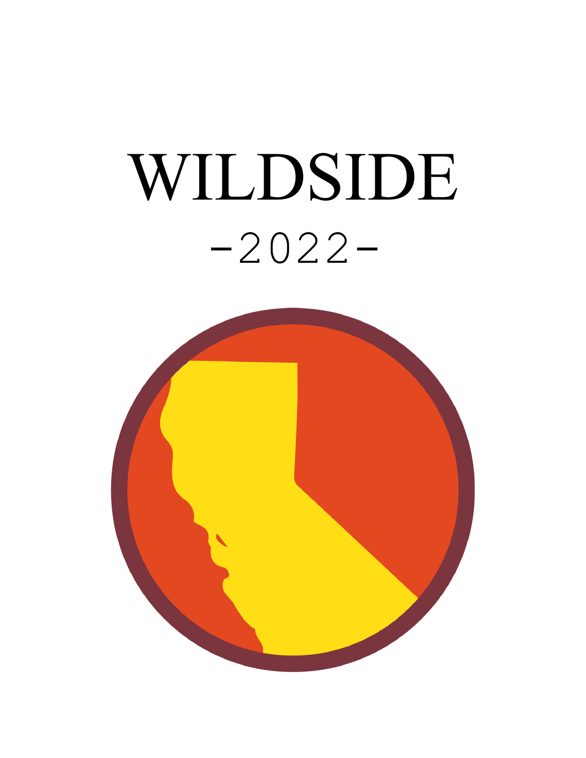# WILDSIDE

-2022-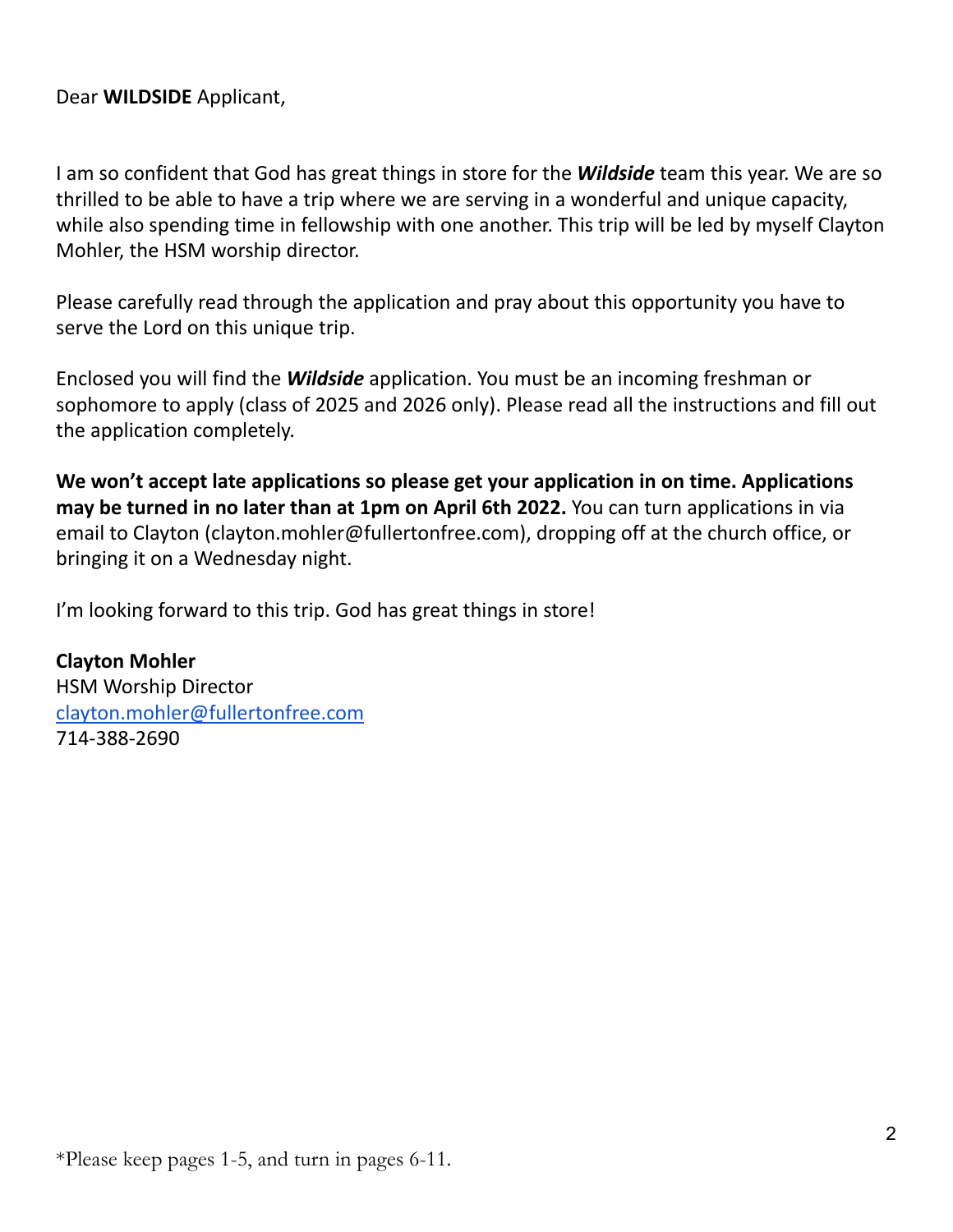Dear **WILDSIDE** Applicant,

I am so confident that God has great things in store for the ***Wildside*** team this year. We are so thrilled to be able to have a trip where we are serving in a wonderful and unique capacity, while also spending time in fellowship with one another. This trip will be led by myself Clayton Mohler, the HSM worship director.

Please carefully read through the application and pray about this opportunity you have to serve the Lord on this unique trip.

Enclosed you will find the ***Wildside*** application. You must be an incoming freshman or sophomore to apply (class of 2025 and 2026 only). Please read all the instructions and fill out the application completely.

**We won't accept late applications so please get your application in on time. Applications may be turned in no later than at 1pm on April 6th 2022.** You can turn applications in via email to Clayton (clayton.mohler@fullertonfree.com), dropping off at the church office, or bringing it on a Wednesday night.

I'm looking forward to this trip. God has great things in store!

**Clayton Mohler**
HSM Worship Director
clayton.mohler@fullertonfree.com
714-388-2690

*Please keep pages 1-5, and turn in pages 6-11.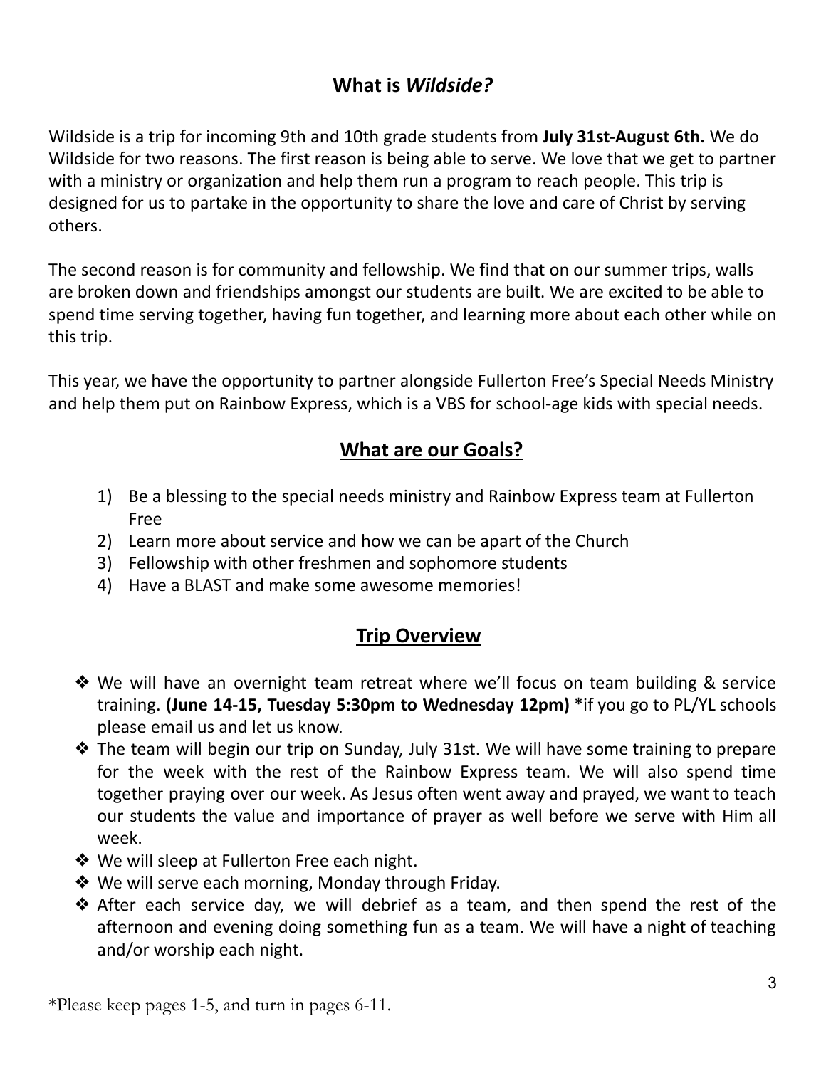## What is *Wildside?*

Wildside is a trip for incoming 9th and 10th grade students from **July 31st-August 6th.** We do Wildside for two reasons. The first reason is being able to serve. We love that we get to partner with a ministry or organization and help them run a program to reach people. This trip is designed for us to partake in the opportunity to share the love and care of Christ by serving others.

The second reason is for community and fellowship. We find that on our summer trips, walls are broken down and friendships amongst our students are built. We are excited to be able to spend time serving together, having fun together, and learning more about each other while on this trip.

This year, we have the opportunity to partner alongside Fullerton Free's Special Needs Ministry and help them put on Rainbow Express, which is a VBS for school-age kids with special needs.

## What are our Goals?

1) Be a blessing to the special needs ministry and Rainbow Express team at Fullerton Free
2) Learn more about service and how we can be apart of the Church
3) Fellowship with other freshmen and sophomore students
4) Have a BLAST and make some awesome memories!

## Trip Overview

- We will have an overnight team retreat where we'll focus on team building & service training. **(June 14-15, Tuesday 5:30pm to Wednesday 12pm)** *if you go to PL/YL schools please email us and let us know.
- The team will begin our trip on Sunday, July 31st. We will have some training to prepare for the week with the rest of the Rainbow Express team. We will also spend time together praying over our week. As Jesus often went away and prayed, we want to teach our students the value and importance of prayer as well before we serve with Him all week.
- We will sleep at Fullerton Free each night.
- We will serve each morning, Monday through Friday.
- After each service day, we will debrief as a team, and then spend the rest of the afternoon and evening doing something fun as a team. We will have a night of teaching and/or worship each night.

*Please keep pages 1-5, and turn in pages 6-11.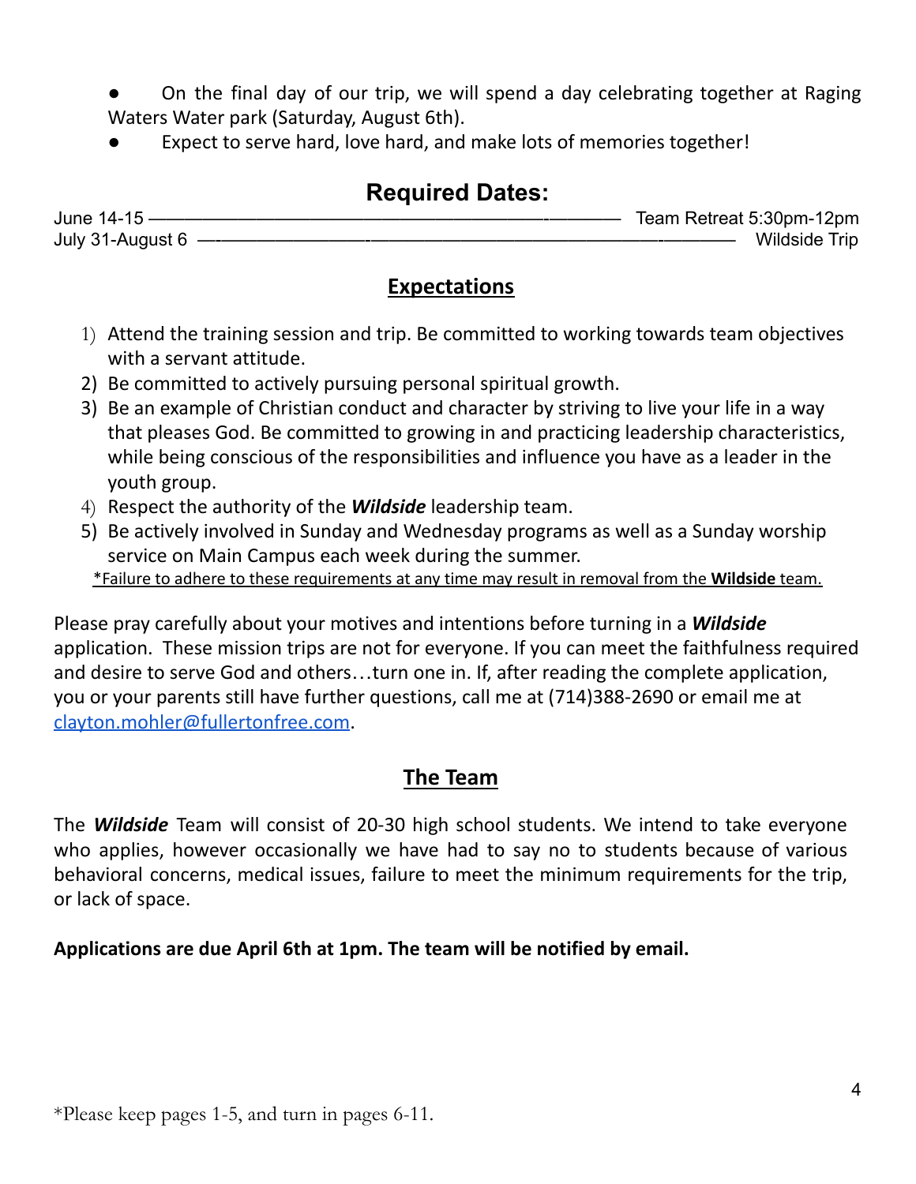- On the final day of our trip, we will spend a day celebrating together at Raging Waters Water park (Saturday, August 6th).
- Expect to serve hard, love hard, and make lots of memories together!

## Required Dates:

June 14-15 —————————————————————— Team Retreat 5:30pm-12pm
July 31-August 6 —————————————————————— Wildside Trip

## Expectations

1) Attend the training session and trip. Be committed to working towards team objectives with a servant attitude.
2) Be committed to actively pursuing personal spiritual growth.
3) Be an example of Christian conduct and character by striving to live your life in a way that pleases God. Be committed to growing in and practicing leadership characteristics, while being conscious of the responsibilities and influence you have as a leader in the youth group.
4) Respect the authority of the ***Wildside*** leadership team.
5) Be actively involved in Sunday and Wednesday programs as well as a Sunday worship service on Main Campus each week during the summer.

*Failure to adhere to these requirements at any time may result in removal from the **Wildside** team.

Please pray carefully about your motives and intentions before turning in a ***Wildside*** application. These mission trips are not for everyone. If you can meet the faithfulness required and desire to serve God and others…turn one in. If, after reading the complete application, you or your parents still have further questions, call me at (714)388-2690 or email me at clayton.mohler@fullertonfree.com.

## The Team

The ***Wildside*** Team will consist of 20-30 high school students. We intend to take everyone who applies, however occasionally we have had to say no to students because of various behavioral concerns, medical issues, failure to meet the minimum requirements for the trip, or lack of space.

**Applications are due April 6th at 1pm. The team will be notified by email.**

*Please keep pages 1-5, and turn in pages 6-11.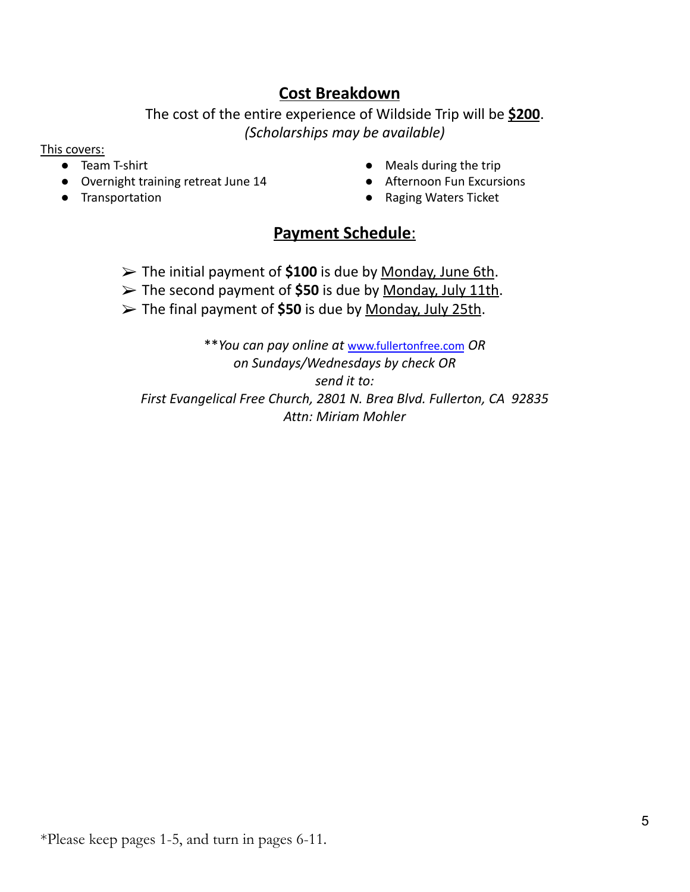## Cost Breakdown

The cost of the entire experience of Wildside Trip will be **$200**.
*(Scholarships may be available)*

This covers:

- Team T-shirt
- Overnight training retreat June 14
- Transportation
- Meals during the trip
- Afternoon Fun Excursions
- Raging Waters Ticket

## Payment Schedule:

- ➢ The initial payment of **$100** is due by Monday, June 6th.
- ➢ The second payment of **$50** is due by Monday, July 11th.
- ➢ The final payment of **$50** is due by Monday, July 25th.

**You can pay online at* [www.fullertonfree.com](http://www.fullertonfree.com) *OR*
*on Sundays/Wednesdays by check OR*
*send it to:*
*First Evangelical Free Church, 2801 N. Brea Blvd. Fullerton, CA 92835*
*Attn: Miriam Mohler*

*Please keep pages 1-5, and turn in pages 6-11.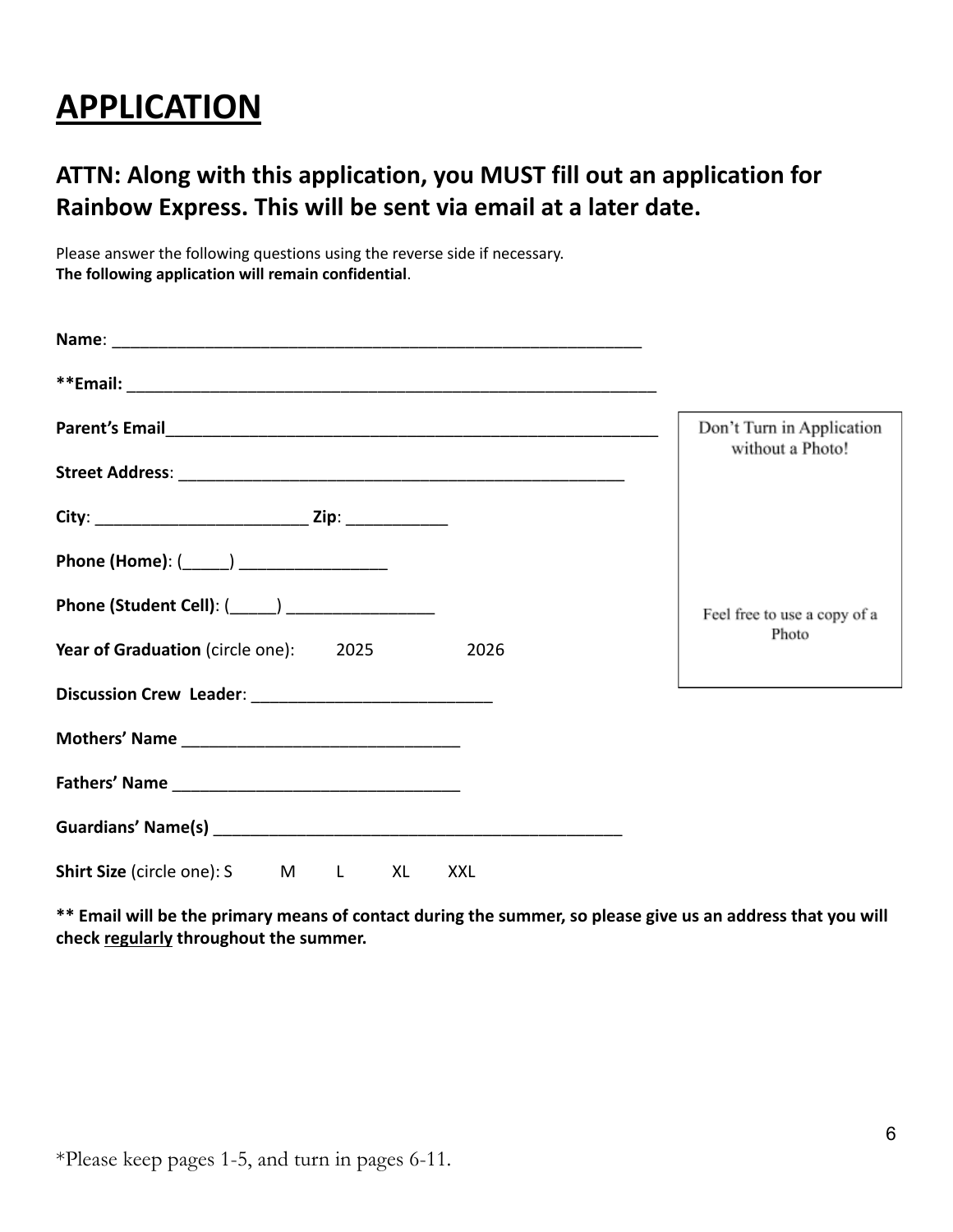# APPLICATION

## ATTN: Along with this application, you MUST fill out an application for Rainbow Express. This will be sent via email at a later date.

Please answer the following questions using the reverse side if necessary.
**The following application will remain confidential**.

**Name**: ____________________________________________________________

****Email:** ____________________________________________________________

**Parent's Email**________________________________________________________

**Street Address**: ___________________________________________________

**City**: _______________________ **Zip**: ___________

**Phone (Home)**: (_____) ________________

**Phone (Student Cell)**: (_____) ________________

**Year of Graduation** (circle one): 2025 2026

**Discussion Crew Leader**: __________________________

**Mothers' Name** ______________________________

**Fathers' Name** _______________________________

**Guardians' Name(s)** ____________________________________________

**Shirt Size** (circle one): S M L XL XXL

Don't Turn in Application without a Photo!

Feel free to use a copy of a Photo

**** Email will be the primary means of contact during the summer, so please give us an address that you will check <u>regularly</u> throughout the summer.**

*Please keep pages 1-5, and turn in pages 6-11.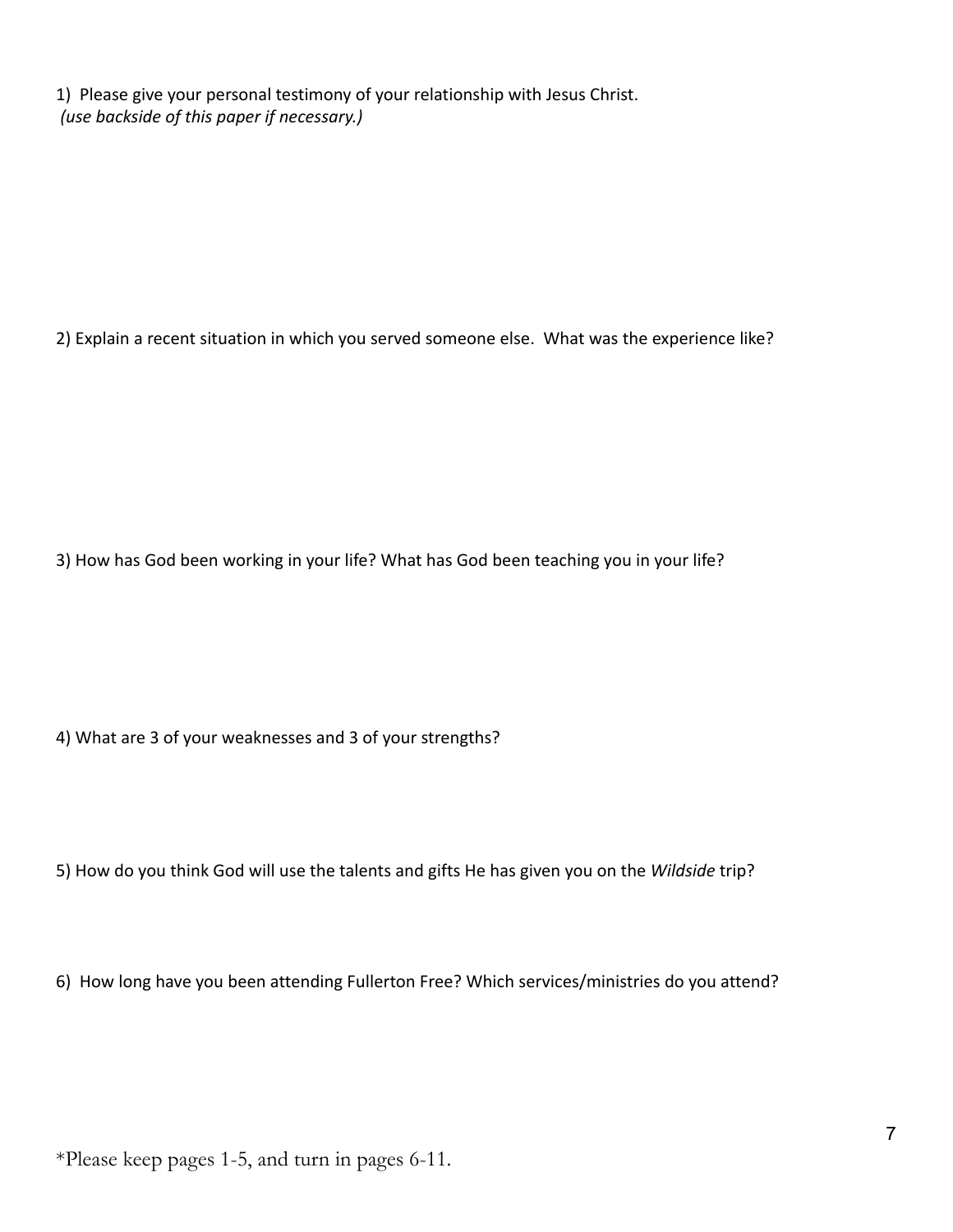1) Please give your personal testimony of your relationship with Jesus Christ.
*(use backside of this paper if necessary.)*

2) Explain a recent situation in which you served someone else. What was the experience like?

3) How has God been working in your life? What has God been teaching you in your life?

4) What are 3 of your weaknesses and 3 of your strengths?

5) How do you think God will use the talents and gifts He has given you on the *Wildside* trip?

6) How long have you been attending Fullerton Free? Which services/ministries do you attend?

*Please keep pages 1-5, and turn in pages 6-11.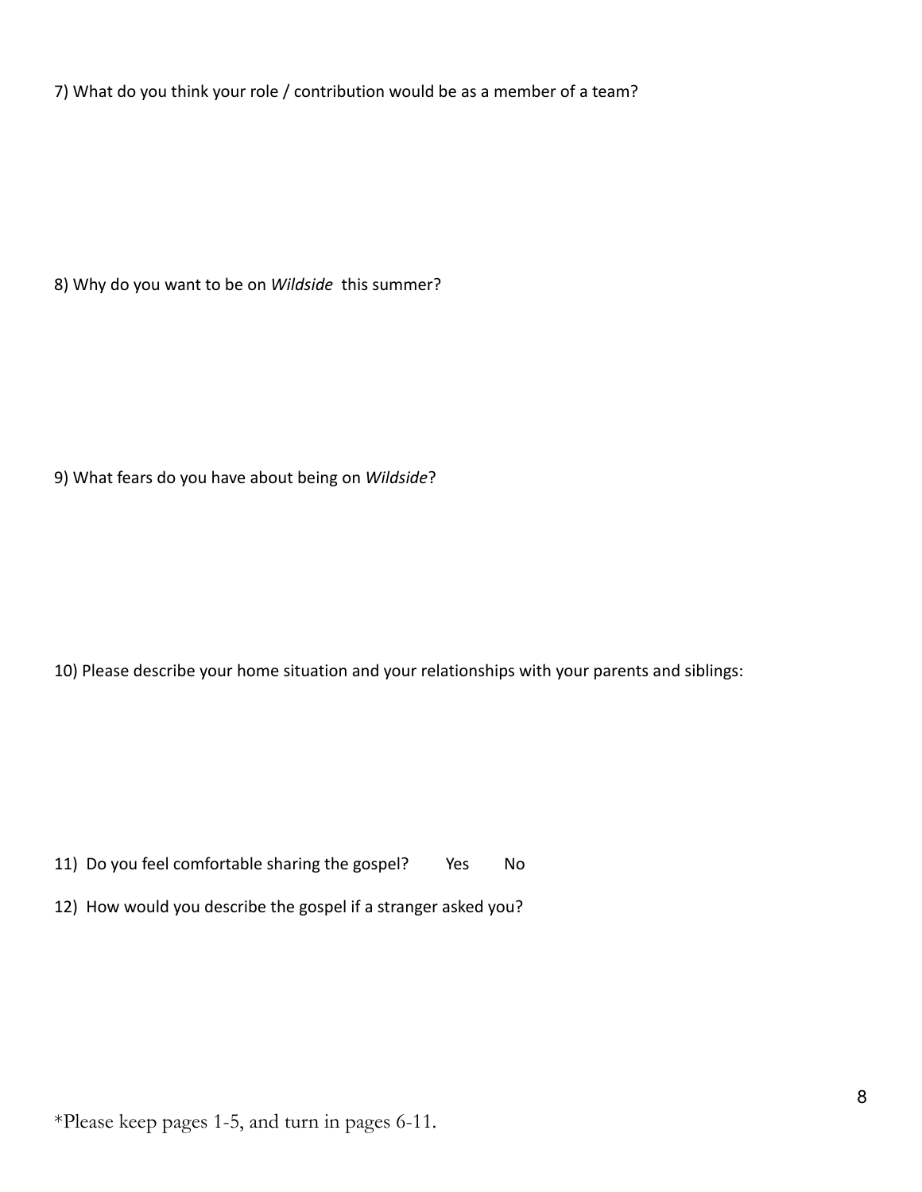7) What do you think your role / contribution would be as a member of a team?

8) Why do you want to be on *Wildside* this summer?

9) What fears do you have about being on *Wildside*?

10) Please describe your home situation and your relationships with your parents and siblings:

11) Do you feel comfortable sharing the gospel? Yes No

12) How would you describe the gospel if a stranger asked you?

*Please keep pages 1-5, and turn in pages 6-11.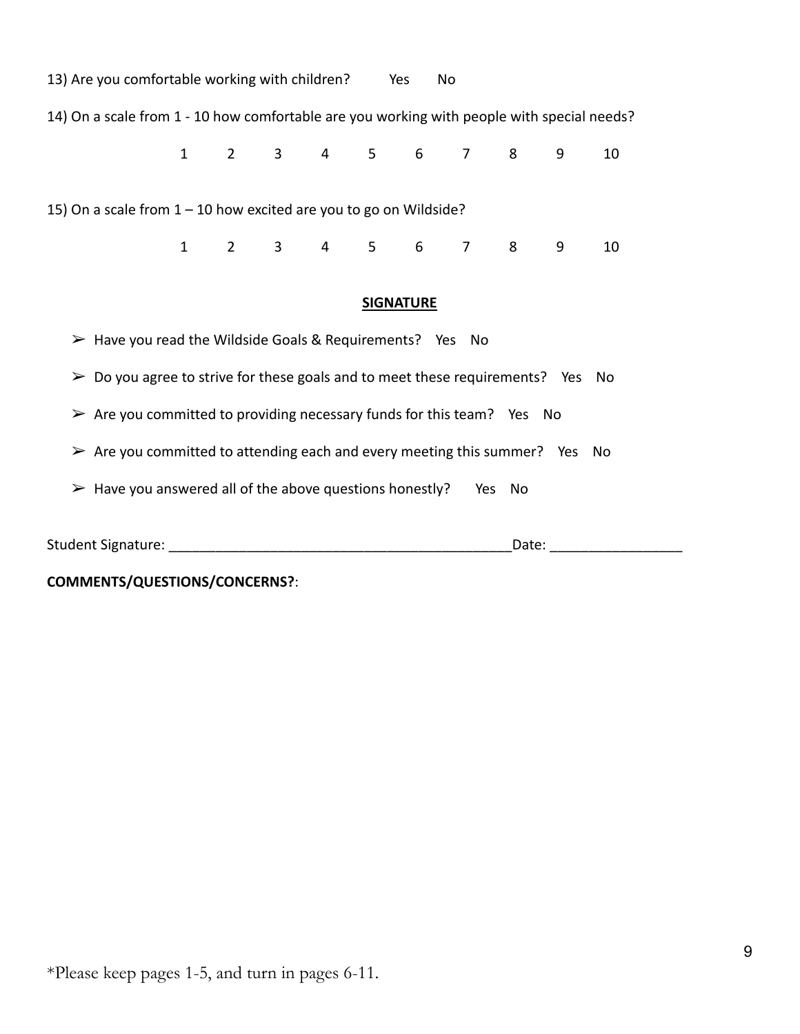13) Are you comfortable working with children? Yes No

14) On a scale from 1 - 10 how comfortable are you working with people with special needs?

1 2 3 4 5 6 7 8 9 10

15) On a scale from 1 – 10 how excited are you to go on Wildside?

1 2 3 4 5 6 7 8 9 10

## SIGNATURE

- ➢ Have you read the Wildside Goals & Requirements? Yes No
- ➢ Do you agree to strive for these goals and to meet these requirements? Yes No
- ➢ Are you committed to providing necessary funds for this team? Yes No
- ➢ Are you committed to attending each and every meeting this summer? Yes No
- ➢ Have you answered all of the above questions honestly? Yes No

Student Signature: ____________________________________________Date: _________________

**COMMENTS/QUESTIONS/CONCERNS?**:

*Please keep pages 1-5, and turn in pages 6-11.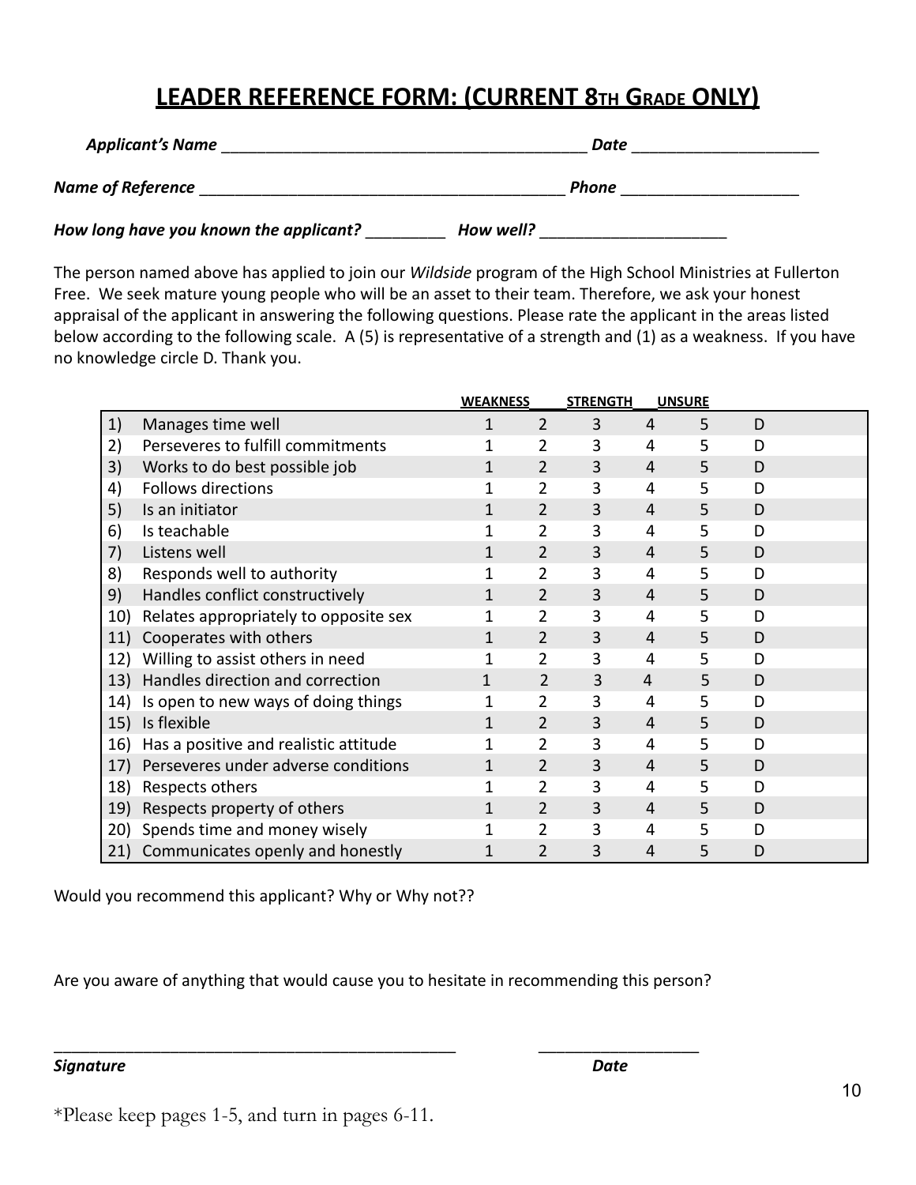# LEADER REFERENCE FORM: (CURRENT 8TH GRADE ONLY)

*Applicant's Name* ________________________________________ *Date* ____________________

*Name of Reference* ________________________________________ *Phone* ____________________

*How long have you known the applicant?* _________ *How well?* ____________________

The person named above has applied to join our *Wildside* program of the High School Ministries at Fullerton Free. We seek mature young people who will be an asset to their team. Therefore, we ask your honest appraisal of the applicant in answering the following questions. Please rate the applicant in the areas listed below according to the following scale. A (5) is representative of a strength and (1) as a weakness. If you have no knowledge circle D. Thank you.

| | | WEAKNESS | | STRENGTH | | UNSURE | |
|---|---|---|---|---|---|---|---|
| 1) | Manages time well | 1 | 2 | 3 | 4 | 5 | D |
| 2) | Perseveres to fulfill commitments | 1 | 2 | 3 | 4 | 5 | D |
| 3) | Works to do best possible job | 1 | 2 | 3 | 4 | 5 | D |
| 4) | Follows directions | 1 | 2 | 3 | 4 | 5 | D |
| 5) | Is an initiator | 1 | 2 | 3 | 4 | 5 | D |
| 6) | Is teachable | 1 | 2 | 3 | 4 | 5 | D |
| 7) | Listens well | 1 | 2 | 3 | 4 | 5 | D |
| 8) | Responds well to authority | 1 | 2 | 3 | 4 | 5 | D |
| 9) | Handles conflict constructively | 1 | 2 | 3 | 4 | 5 | D |
| 10) | Relates appropriately to opposite sex | 1 | 2 | 3 | 4 | 5 | D |
| 11) | Cooperates with others | 1 | 2 | 3 | 4 | 5 | D |
| 12) | Willing to assist others in need | 1 | 2 | 3 | 4 | 5 | D |
| 13) | Handles direction and correction | 1 | 2 | 3 | 4 | 5 | D |
| 14) | Is open to new ways of doing things | 1 | 2 | 3 | 4 | 5 | D |
| 15) | Is flexible | 1 | 2 | 3 | 4 | 5 | D |
| 16) | Has a positive and realistic attitude | 1 | 2 | 3 | 4 | 5 | D |
| 17) | Perseveres under adverse conditions | 1 | 2 | 3 | 4 | 5 | D |
| 18) | Respects others | 1 | 2 | 3 | 4 | 5 | D |
| 19) | Respects property of others | 1 | 2 | 3 | 4 | 5 | D |
| 20) | Spends time and money wisely | 1 | 2 | 3 | 4 | 5 | D |
| 21) | Communicates openly and honestly | 1 | 2 | 3 | 4 | 5 | D |

Would you recommend this applicant? Why or Why not??

Are you aware of anything that would cause you to hesitate in recommending this person?

______________________________________________ ____________________

***Signature*** ***Date***

*Please keep pages 1-5, and turn in pages 6-11.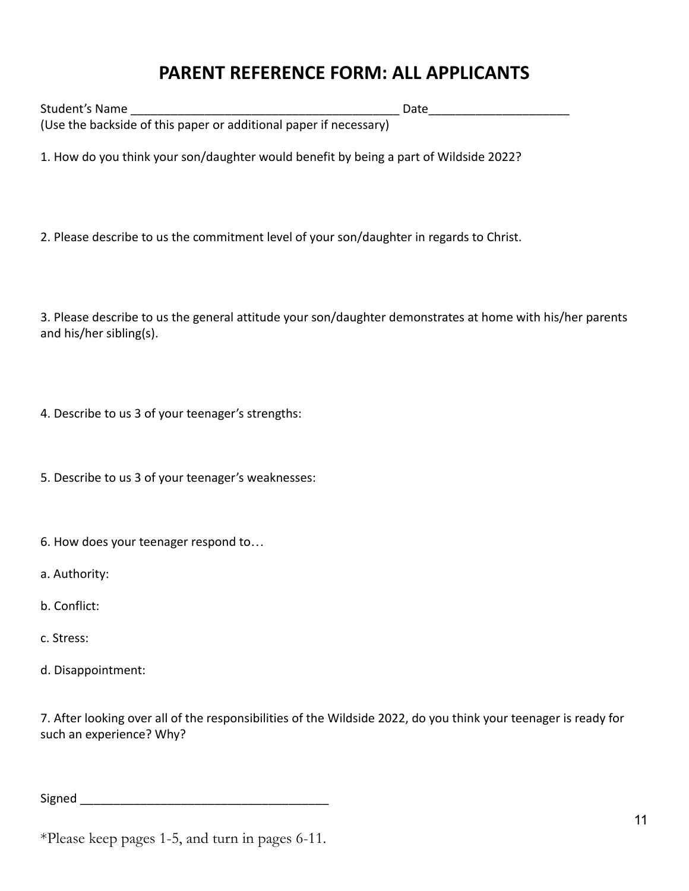# PARENT REFERENCE FORM: ALL APPLICANTS

Student's Name ________________________________________ Date_____________________

(Use the backside of this paper or additional paper if necessary)

1. How do you think your son/daughter would benefit by being a part of Wildside 2022?

2. Please describe to us the commitment level of your son/daughter in regards to Christ.

3. Please describe to us the general attitude your son/daughter demonstrates at home with his/her parents and his/her sibling(s).

4. Describe to us 3 of your teenager's strengths:

5. Describe to us 3 of your teenager's weaknesses:

6. How does your teenager respond to…

a. Authority:

b. Conflict:

c. Stress:

d. Disappointment:

7. After looking over all of the responsibilities of the Wildside 2022, do you think your teenager is ready for such an experience? Why?

Signed ____________________________________

*Please keep pages 1-5, and turn in pages 6-11.